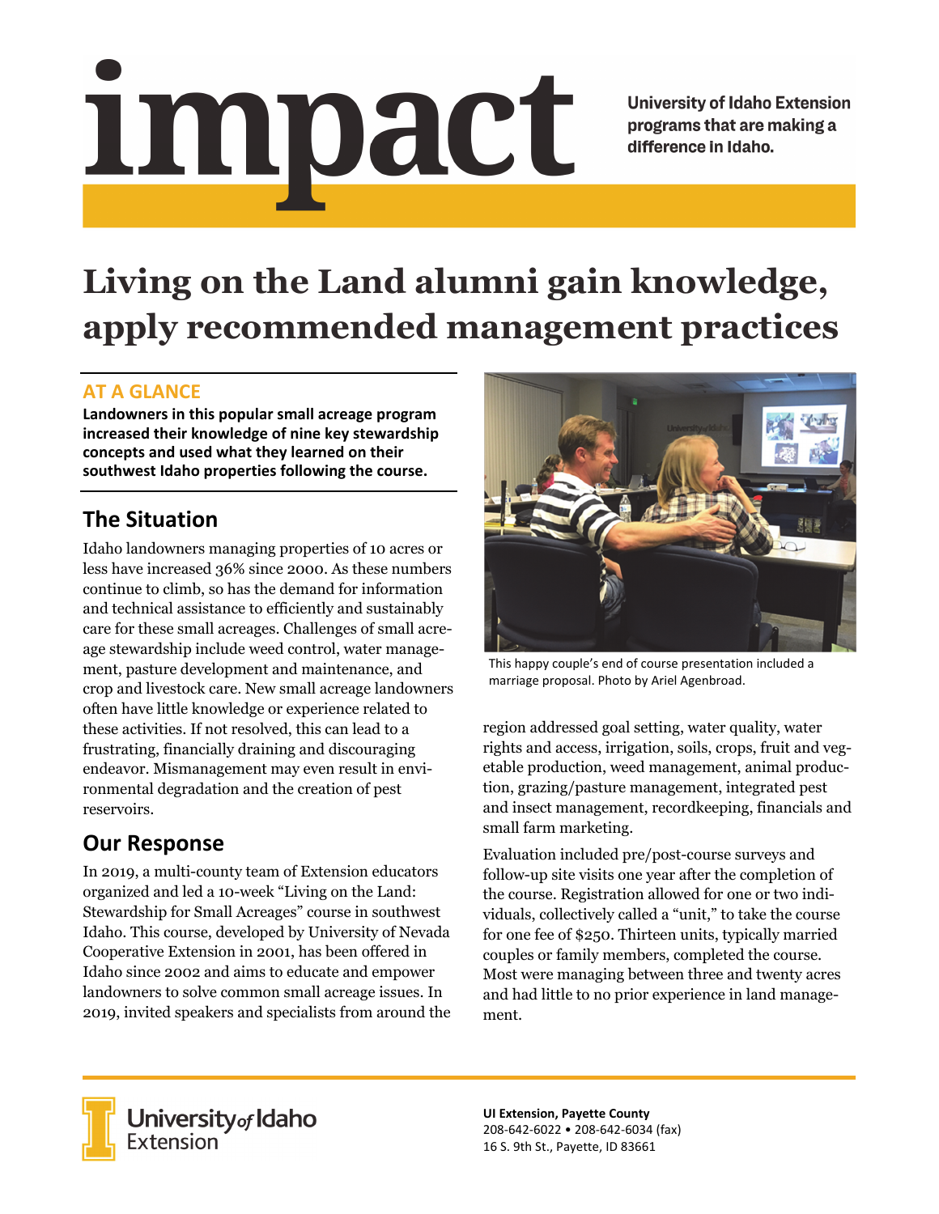# impact

**University of Idaho Extension programs that are making a difference in Idaho.**

# Living on the Land alumni gain knowledge, apply recommended management practices

## AT A GLANCE

**Landowners in this popular small acreage program increased their knowledge of nine key stewardship concepts and used what they learned on their southwest Idaho properties following the course.**

## The Situation

Idaho landowners managing properties of 10 acres or less have increased 36% since 2000. As these numbers continue to climb, so has the demand for information and technical assistance to efficiently and sustainably care for these small acreages. Challenges of small acreage stewardship include weed control, water management, pasture development and maintenance, and crop and livestock care. New small acreage landowners often have little knowledge or experience related to these activities. If not resolved, this can lead to a frustrating, financially draining and discouraging endeavor. Mismanagement may even result in environmental degradation and the creation of pest reservoirs.

## Our Response

In 2019, a multi-county team of Extension educators organized and led a 10-week "Living on the Land: Stewardship for Small Acreages" course in southwest Idaho. This course, developed by University of Nevada Cooperative Extension in 2001, has been offered in Idaho since 2002 and aims to educate and empower landowners to solve common small acreage issues. In 2019, invited speakers and specialists from around the region addressed goal setting, water quality, water rights and access, irrigation, soils, crops, fruit and vegetable production, weed management, animal production, grazing/pasture management, integrated pest and insect management, recordkeeping, financials and small farm marketing.

This happy couple's end of course presentation included a marriage proposal. Photo by Ariel Agenbroad.

Evaluation included pre/post-course surveys and follow-up site visits one year after the completion of the course. Registration allowed for one or two individuals, collectively called a "unit," to take the course for one fee of $250. Thirteen units, typically married couples or family members, completed the course. Most were managing between three and twenty acres and had little to no prior experience in land management.

University of Idaho Extension

**UI Extension, Payette County**
208-642-6022 • 208-642-6034 (fax)
16 S. 9th St., Payette, ID 83661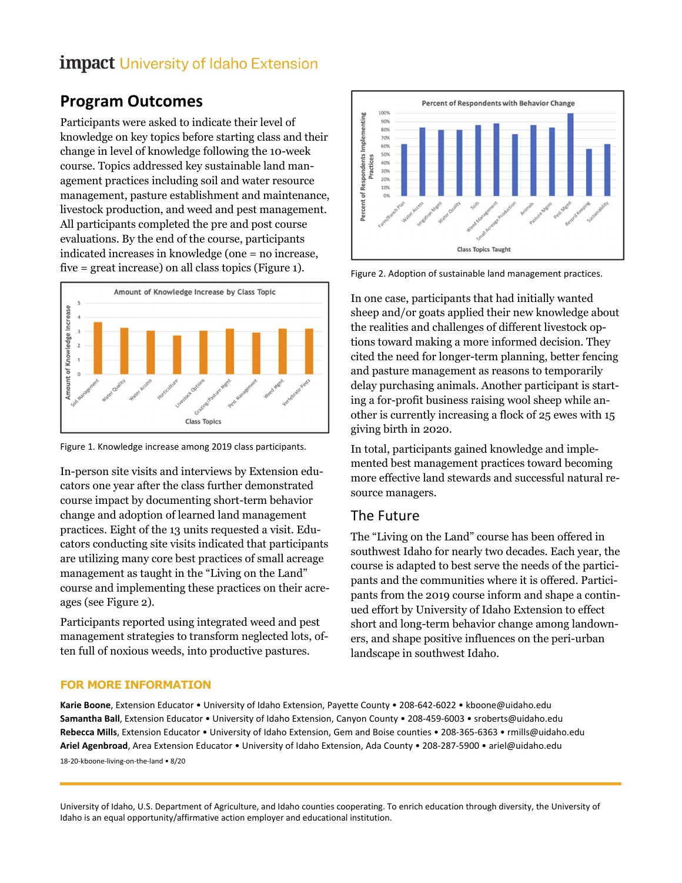## Program Outcomes

Participants were asked to indicate their level of knowledge on key topics before starting class and their change in level of knowledge following the 10-week course. Topics addressed key sustainable land management practices including soil and water resource management, pasture establishment and maintenance, livestock production, and weed and pest management. All participants completed the pre and post course evaluations. By the end of the course, participants indicated increases in knowledge (one = no increase, five = great increase) on all class topics (Figure 1).

Amount of Knowledge Increase by Class Topic

Amount of Knowledge Increase

5
4
3
2
1
0

Soil Management
Water Quality
Water Access
Horticulture
Livestock Options
Grazing/Pasture Mgmt
Pest Management
Weed Mgmt
Vertebrate Pests

Class Topics

Figure 1. Knowledge increase among 2019 class participants.

In-person site visits and interviews by Extension educators one year after the class further demonstrated course impact by documenting short-term behavior change and adoption of learned land management practices. Eight of the 13 units requested a visit. Educators conducting site visits indicated that participants are utilizing many core best practices of small acreage management as taught in the "Living on the Land" course and implementing these practices on their acreages (see Figure 2).

Participants reported using integrated weed and pest management strategies to transform neglected lots, often full of noxious weeds, into productive pastures.

Percent of Respondents with Behavior Change

Percent of Respondents Implementing Practices

100%
90%
80%
70%
60%
50%
40%
30%
20%
10%
0%

Farm/Ranch Plan
Water Access
Irrigation Mgmt
Water Quality
Soils
Weed Management
Small Acreage Production
Animals
Pasture Mgmt
Pest Mgmt
Record Keeping
Sustainability

Class Topics Taught

Figure 2. Adoption of sustainable land management practices.

In one case, participants that had initially wanted sheep and/or goats applied their new knowledge about the realities and challenges of different livestock options toward making a more informed decision. They cited the need for longer-term planning, better fencing and pasture management as reasons to temporarily delay purchasing animals. Another participant is starting a for-profit business raising wool sheep while another is currently increasing a flock of 25 ewes with 15 giving birth in 2020.

In total, participants gained knowledge and implemented best management practices toward becoming more effective land stewards and successful natural resource managers.

## The Future

The "Living on the Land" course has been offered in southwest Idaho for nearly two decades. Each year, the course is adapted to best serve the needs of the participants and the communities where it is offered. Participants from the 2019 course inform and shape a continued effort by University of Idaho Extension to effect short and long-term behavior change among landowners, and shape positive influences on the peri-urban landscape in southwest Idaho.

### FOR MORE INFORMATION

**Karie Boone**, Extension Educator • University of Idaho Extension, Payette County • 208-642-6022 • kboone@uidaho.edu
**Samantha Ball**, Extension Educator • University of Idaho Extension, Canyon County • 208-459-6003 • sroberts@uidaho.edu
**Rebecca Mills**, Extension Educator • University of Idaho Extension, Gem and Boise counties • 208-365-6363 • rmills@uidaho.edu
**Ariel Agenbroad**, Area Extension Educator • University of Idaho Extension, Ada County • 208-287-5900 • ariel@uidaho.edu

18-20-kboone-living-on-the-land • 8/20

University of Idaho, U.S. Department of Agriculture, and Idaho counties cooperating. To enrich education through diversity, the University of Idaho is an equal opportunity/affirmative action employer and educational institution.